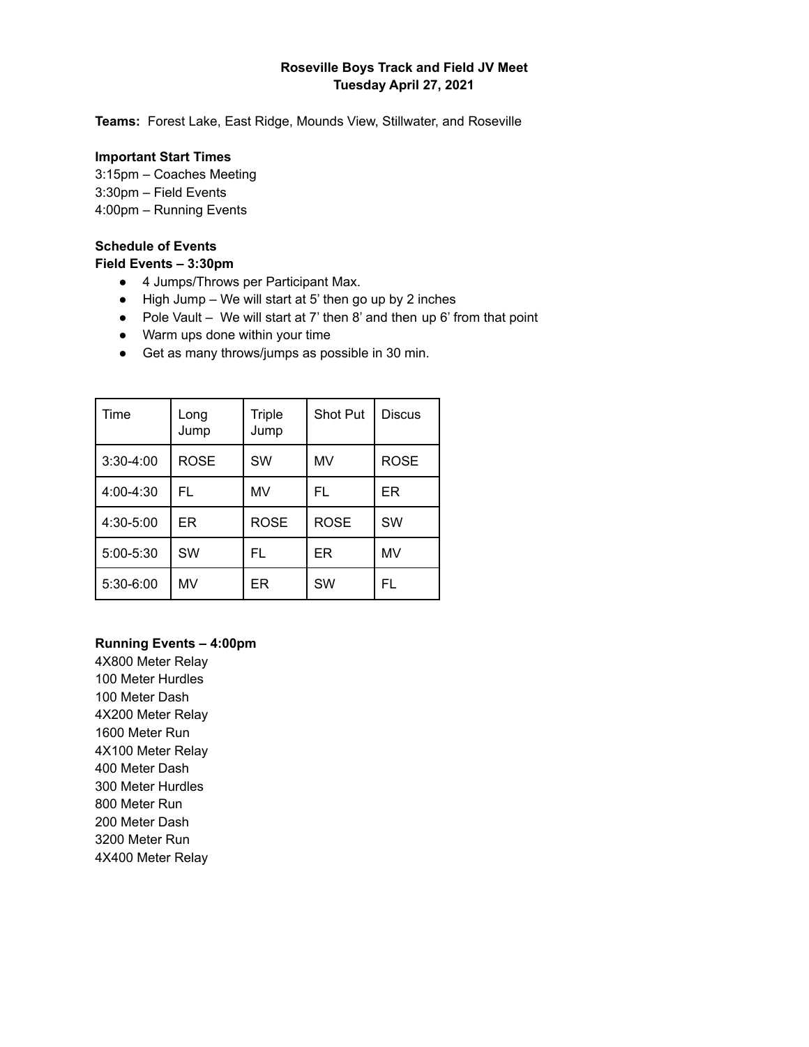**Roseville Boys Track and Field JV Meet**
**Tuesday April 27, 2021**

**Teams:** Forest Lake, East Ridge, Mounds View, Stillwater, and Roseville

**Important Start Times**
3:15pm – Coaches Meeting
3:30pm – Field Events
4:00pm – Running Events

**Schedule of Events**
**Field Events – 3:30pm**

- 4 Jumps/Throws per Participant Max.
- High Jump – We will start at 5' then go up by 2 inches
- Pole Vault – We will start at 7' then 8' and then up 6' from that point
- Warm ups done within your time
- Get as many throws/jumps as possible in 30 min.

| Time | Long Jump | Triple Jump | Shot Put | Discus |
|---|---|---|---|---|
| 3:30-4:00 | ROSE | SW | MV | ROSE |
| 4:00-4:30 | FL | MV | FL | ER |
| 4:30-5:00 | ER | ROSE | ROSE | SW |
| 5:00-5:30 | SW | FL | ER | MV |
| 5:30-6:00 | MV | ER | SW | FL |

**Running Events – 4:00pm**
4X800 Meter Relay
100 Meter Hurdles
100 Meter Dash
4X200 Meter Relay
1600 Meter Run
4X100 Meter Relay
400 Meter Dash
300 Meter Hurdles
800 Meter Run
200 Meter Dash
3200 Meter Run
4X400 Meter Relay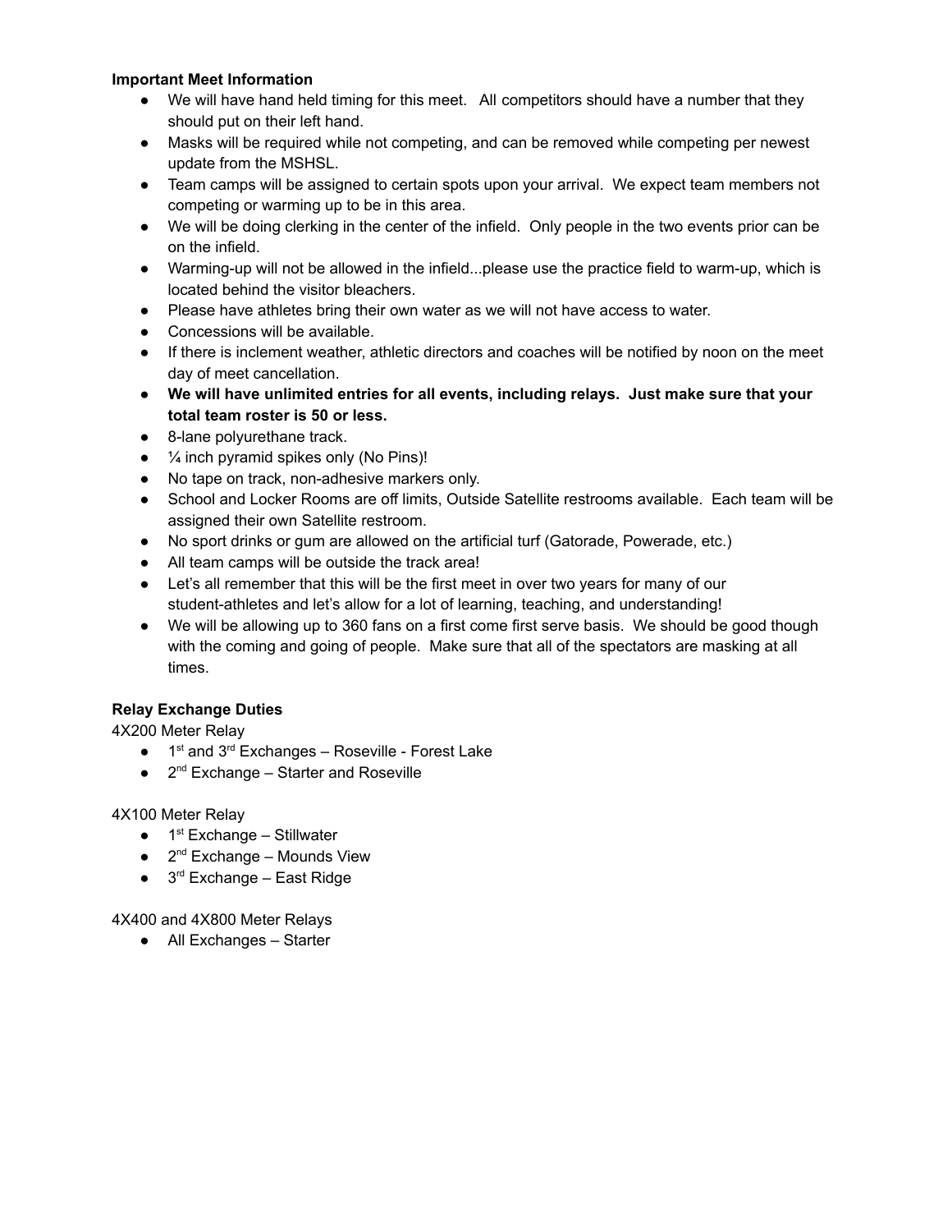**Important Meet Information**

- We will have hand held timing for this meet. All competitors should have a number that they should put on their left hand.
- Masks will be required while not competing, and can be removed while competing per newest update from the MSHSL.
- Team camps will be assigned to certain spots upon your arrival. We expect team members not competing or warming up to be in this area.
- We will be doing clerking in the center of the infield. Only people in the two events prior can be on the infield.
- Warming-up will not be allowed in the infield...please use the practice field to warm-up, which is located behind the visitor bleachers.
- Please have athletes bring their own water as we will not have access to water.
- Concessions will be available.
- If there is inclement weather, athletic directors and coaches will be notified by noon on the meet day of meet cancellation.
- **We will have unlimited entries for all events, including relays. Just make sure that your total team roster is 50 or less.**
- 8-lane polyurethane track.
- ¼ inch pyramid spikes only (No Pins)!
- No tape on track, non-adhesive markers only.
- School and Locker Rooms are off limits, Outside Satellite restrooms available. Each team will be assigned their own Satellite restroom.
- No sport drinks or gum are allowed on the artificial turf (Gatorade, Powerade, etc.)
- All team camps will be outside the track area!
- Let's all remember that this will be the first meet in over two years for many of our student-athletes and let's allow for a lot of learning, teaching, and understanding!
- We will be allowing up to 360 fans on a first come first serve basis. We should be good though with the coming and going of people. Make sure that all of the spectators are masking at all times.

**Relay Exchange Duties**

4X200 Meter Relay

- 1st and 3rd Exchanges – Roseville - Forest Lake
- 2nd Exchange – Starter and Roseville

4X100 Meter Relay

- 1st Exchange – Stillwater
- 2nd Exchange – Mounds View
- 3rd Exchange – East Ridge

4X400 and 4X800 Meter Relays

- All Exchanges – Starter